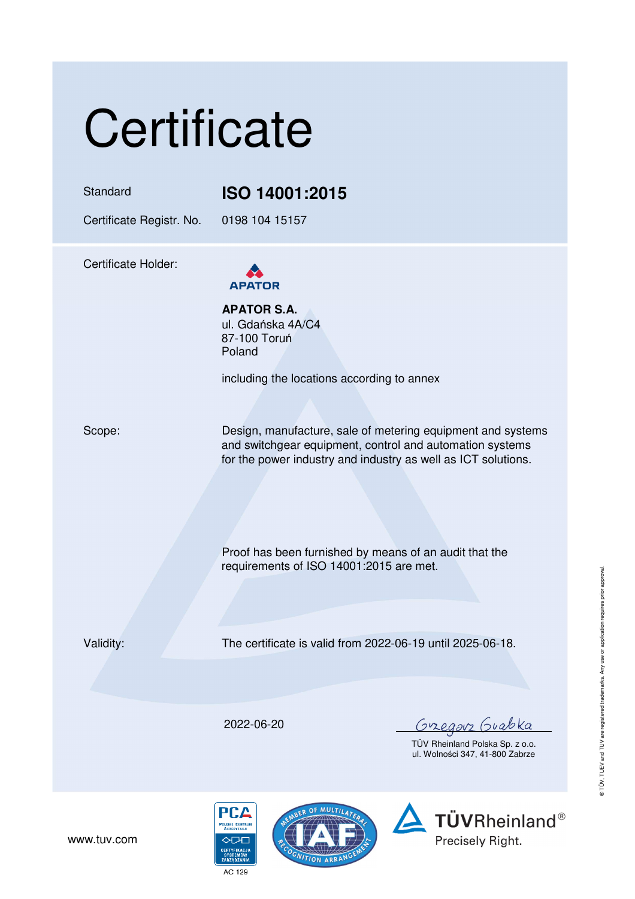# Certificate

| | |
|---|---|
| Standard | **ISO 14001:2015** |
| Certificate Registr. No. | 0198 104 15157 |

Certificate Holder:

APATOR

**APATOR S.A.**
ul. Gdańska 4A/C4
87-100 Toruń
Poland

including the locations according to annex

Scope:

Design, manufacture, sale of metering equipment and systems and switchgear equipment, control and automation systems for the power industry and industry as well as ICT solutions.

Proof has been furnished by means of an audit that the requirements of ISO 14001:2015 are met.

Validity:

The certificate is valid from 2022-06-19 until 2025-06-18.

2022-06-20

Grzegorz Grabka

TÜV Rheinland Polska Sp. z o.o.
ul. Wolności 347, 41-800 Zabrze

® TÜV, TUEV and TUV are registered trademarks. Any use or application requires prior approval.

www.tuv.com

PCA Polskie Centrum Akredytacji – Certyfikacja Systemów Zarządzania – AC 129

IAF – Member of Multilateral Recognition Arrangement

TÜVRheinland® Precisely Right.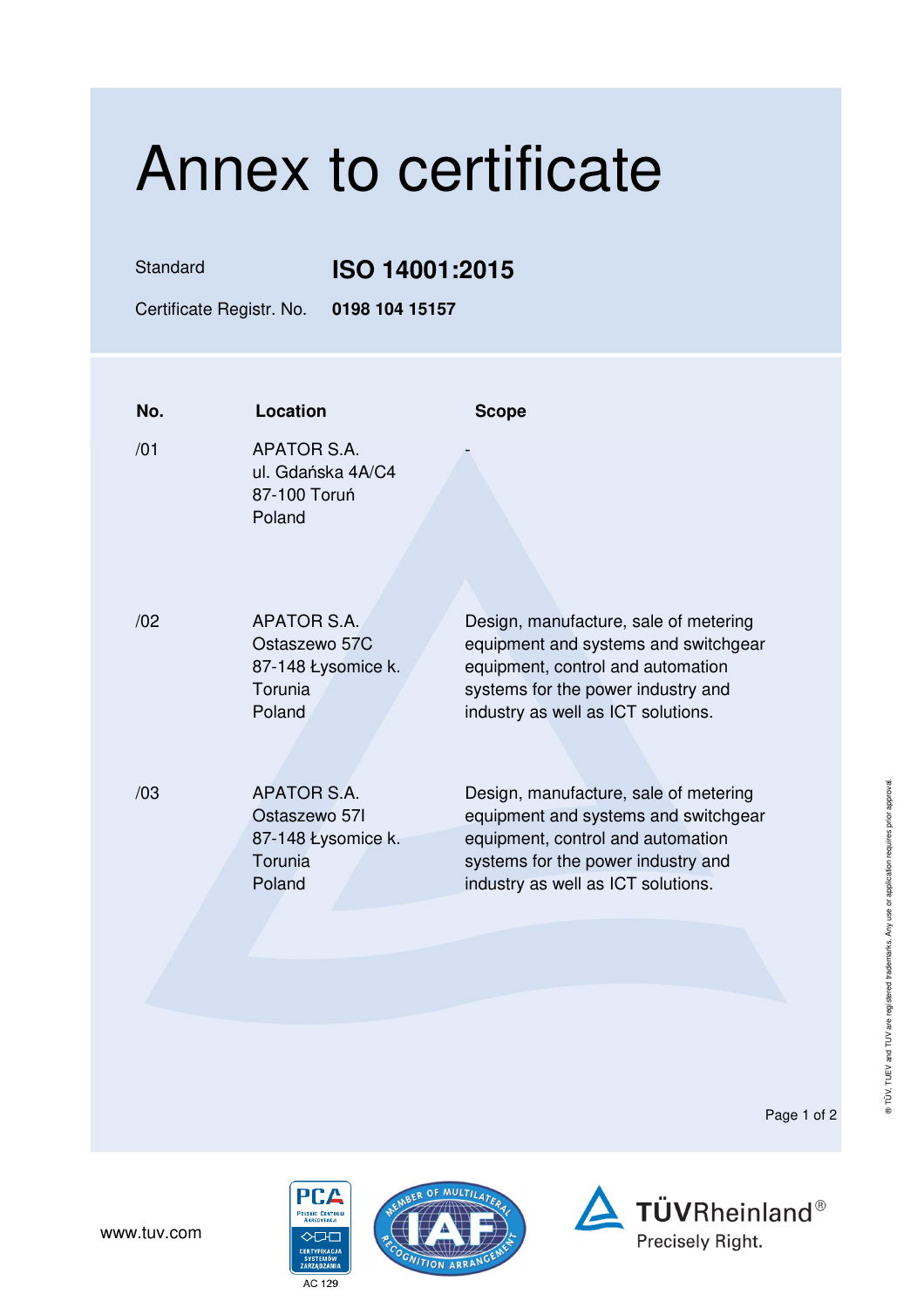# Annex to certificate

Standard **ISO 14001:2015**

Certificate Registr. No. **0198 104 15157**

| No. | Location | Scope |
|---|---|---|
| /01 | APATOR S.A.<br>ul. Gdańska 4A/C4<br>87-100 Toruń<br>Poland | - |
| /02 | APATOR S.A.<br>Ostaszewo 57C<br>87-148 Łysomice k. Torunia<br>Poland | Design, manufacture, sale of metering equipment and systems and switchgear equipment, control and automation systems for the power industry and industry as well as ICT solutions. |
| /03 | APATOR S.A.<br>Ostaszewo 57I<br>87-148 Łysomice k. Torunia<br>Poland | Design, manufacture, sale of metering equipment and systems and switchgear equipment, control and automation systems for the power industry and industry as well as ICT solutions. |

www.tuv.com

AC 129

TÜVRheinland®
Precisely Right.

® TÜV, TUEV and TUV are registered trademarks. Any use or application requires prior approval.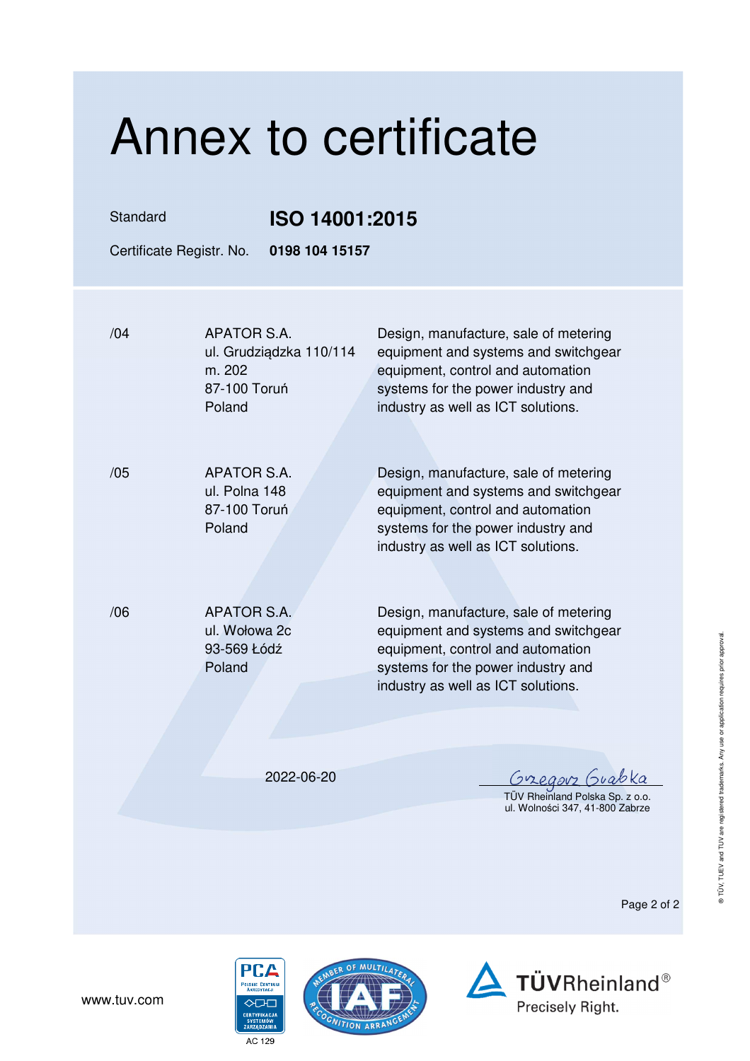# Annex to certificate

Standard **ISO 14001:2015**

Certificate Registr. No. **0198 104 15157**

| | | |
|---|---|---|
| /04 | APATOR S.A.<br>ul. Grudziądzka 110/114<br>m. 202<br>87-100 Toruń<br>Poland | Design, manufacture, sale of metering equipment and systems and switchgear equipment, control and automation systems for the power industry and industry as well as ICT solutions. |
| /05 | APATOR S.A.<br>ul. Polna 148<br>87-100 Toruń<br>Poland | Design, manufacture, sale of metering equipment and systems and switchgear equipment, control and automation systems for the power industry and industry as well as ICT solutions. |
| /06 | APATOR S.A.<br>ul. Wołowa 2c<br>93-569 Łódź<br>Poland | Design, manufacture, sale of metering equipment and systems and switchgear equipment, control and automation systems for the power industry and industry as well as ICT solutions. |

2022-06-20

Grzegorz Grabka

TÜV Rheinland Polska Sp. z o.o.
ul. Wolności 347, 41-800 Zabrze

www.tuv.com

PCA Polskie Centrum Akredytacji CERTYFIKACJA SYSTEMÓW ZARZĄDZANIA AC 129

MEMBER OF MULTILATERAL RECOGNITION ARRANGEMENT IAF

TÜVRheinland® Precisely Right.

® TÜV, TUEV and TUV are registered trademarks. Any use or application requires prior approval.